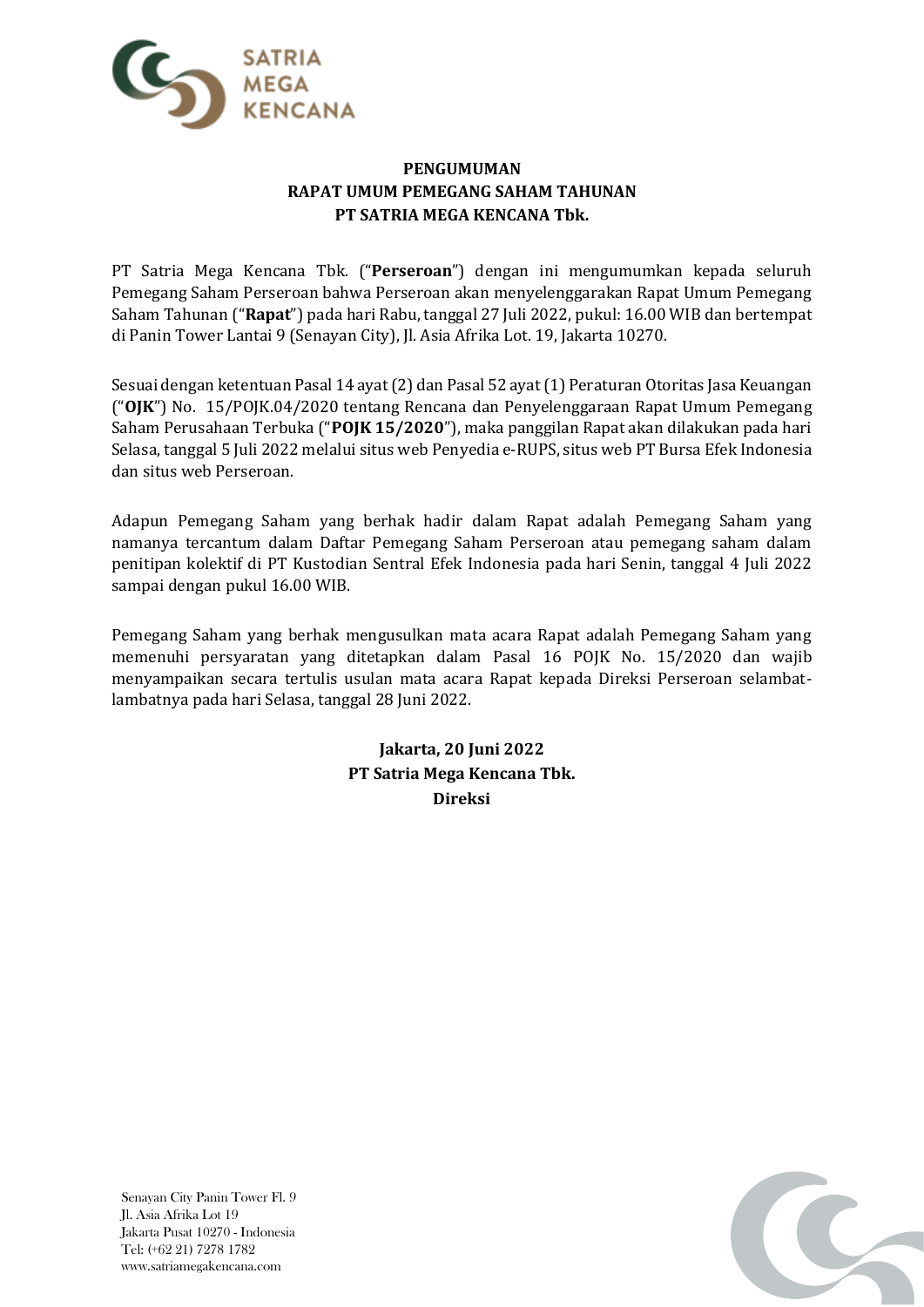**PENGUMUMAN**
**RAPAT UMUM PEMEGANG SAHAM TAHUNAN**
**PT SATRIA MEGA KENCANA Tbk.**

PT Satria Mega Kencana Tbk. ("**Perseroan**") dengan ini mengumumkan kepada seluruh Pemegang Saham Perseroan bahwa Perseroan akan menyelenggarakan Rapat Umum Pemegang Saham Tahunan ("**Rapat**") pada hari Rabu, tanggal 27 Juli 2022, pukul: 16.00 WIB dan bertempat di Panin Tower Lantai 9 (Senayan City), Jl. Asia Afrika Lot. 19, Jakarta 10270.

Sesuai dengan ketentuan Pasal 14 ayat (2) dan Pasal 52 ayat (1) Peraturan Otoritas Jasa Keuangan ("**OJK**") No. 15/POJK.04/2020 tentang Rencana dan Penyelenggaraan Rapat Umum Pemegang Saham Perusahaan Terbuka ("**POJK 15/2020**"), maka panggilan Rapat akan dilakukan pada hari Selasa, tanggal 5 Juli 2022 melalui situs web Penyedia e-RUPS, situs web PT Bursa Efek Indonesia dan situs web Perseroan.

Adapun Pemegang Saham yang berhak hadir dalam Rapat adalah Pemegang Saham yang namanya tercantum dalam Daftar Pemegang Saham Perseroan atau pemegang saham dalam penitipan kolektif di PT Kustodian Sentral Efek Indonesia pada hari Senin, tanggal 4 Juli 2022 sampai dengan pukul 16.00 WIB.

Pemegang Saham yang berhak mengusulkan mata acara Rapat adalah Pemegang Saham yang memenuhi persyaratan yang ditetapkan dalam Pasal 16 POJK No. 15/2020 dan wajib menyampaikan secara tertulis usulan mata acara Rapat kepada Direksi Perseroan selambat-lambatnya pada hari Selasa, tanggal 28 Juni 2022.

**Jakarta, 20 Juni 2022**
**PT Satria Mega Kencana Tbk.**
**Direksi**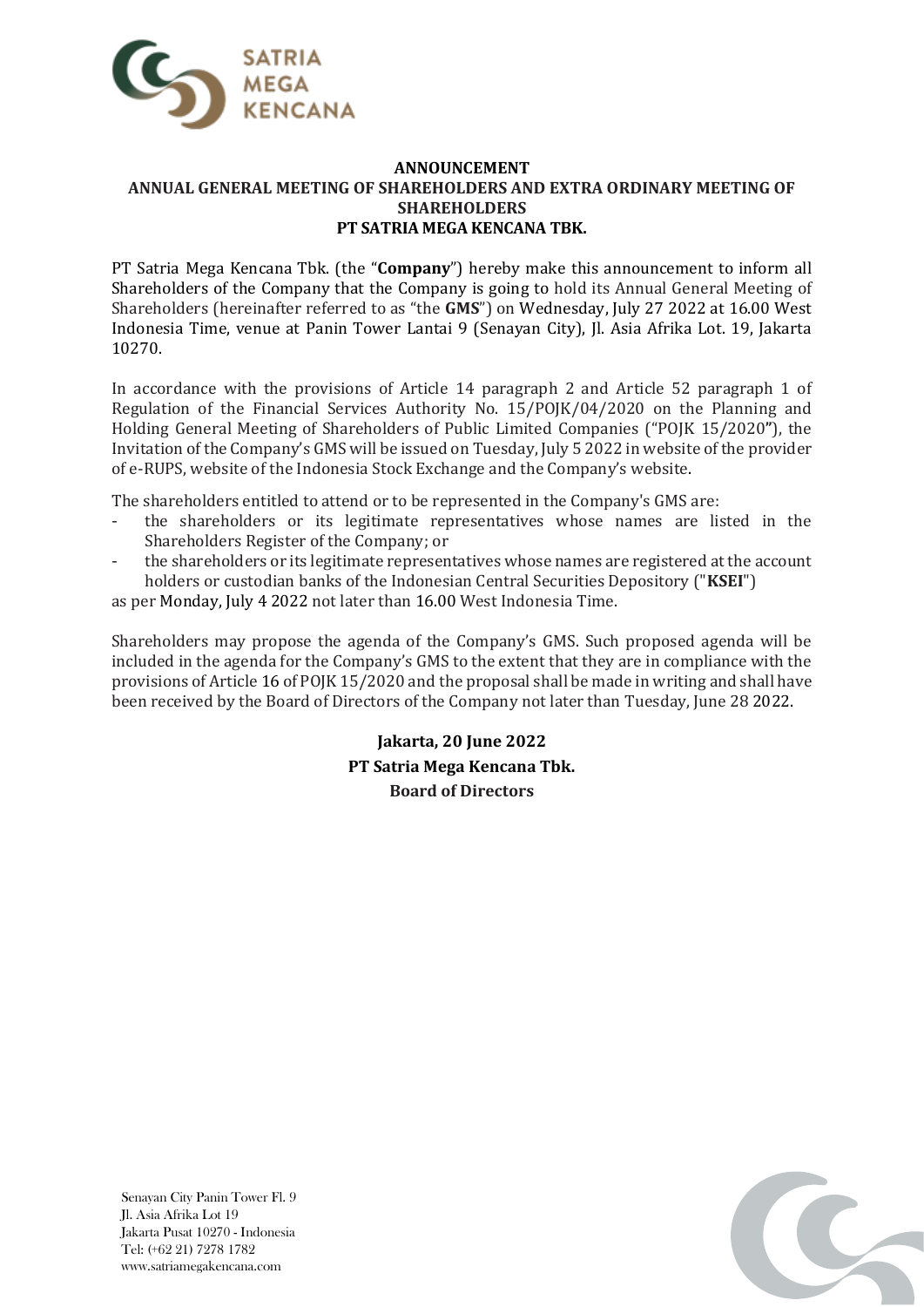**ANNOUNCEMENT**
**ANNUAL GENERAL MEETING OF SHAREHOLDERS AND EXTRA ORDINARY MEETING OF SHAREHOLDERS**
**PT SATRIA MEGA KENCANA TBK.**

PT Satria Mega Kencana Tbk. (the "**Company**") hereby make this announcement to inform all Shareholders of the Company that the Company is going to hold its Annual General Meeting of Shareholders (hereinafter referred to as "the **GMS**") on Wednesday, July 27 2022 at 16.00 West Indonesia Time, venue at Panin Tower Lantai 9 (Senayan City), Jl. Asia Afrika Lot. 19, Jakarta 10270.

In accordance with the provisions of Article 14 paragraph 2 and Article 52 paragraph 1 of Regulation of the Financial Services Authority No. 15/POJK/04/2020 on the Planning and Holding General Meeting of Shareholders of Public Limited Companies ("POJK 15/2020"), the Invitation of the Company's GMS will be issued on Tuesday, July 5 2022 in website of the provider of e-RUPS, website of the Indonesia Stock Exchange and the Company's website.

The shareholders entitled to attend or to be represented in the Company's GMS are:

- the shareholders or its legitimate representatives whose names are listed in the Shareholders Register of the Company; or
- the shareholders or its legitimate representatives whose names are registered at the account holders or custodian banks of the Indonesian Central Securities Depository ("**KSEI**")

as per Monday, July 4 2022 not later than 16.00 West Indonesia Time.

Shareholders may propose the agenda of the Company's GMS. Such proposed agenda will be included in the agenda for the Company's GMS to the extent that they are in compliance with the provisions of Article 16 of POJK 15/2020 and the proposal shall be made in writing and shall have been received by the Board of Directors of the Company not later than Tuesday, June 28 2022.

**Jakarta, 20 June 2022**
**PT Satria Mega Kencana Tbk.**
**Board of Directors**

Senayan City Panin Tower Fl. 9
Jl. Asia Afrika Lot 19
Jakarta Pusat 10270 - Indonesia
Tel: (+62 21) 7278 1782
www.satriamegakencana.com